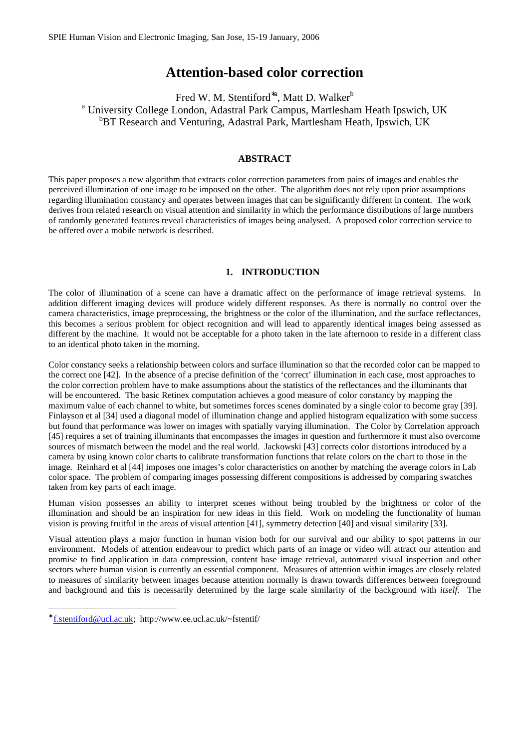# Attention-based color correction

Fred W. M. Stentiford*[a], Matt D. Walker[b]

[a] University College London, Adastral Park Campus, Martlesham Heath Ipswich, UK

[b]BT Research and Venturing, Adastral Park, Martlesham Heath, Ipswich, UK

## ABSTRACT

This paper proposes a new algorithm that extracts color correction parameters from pairs of images and enables the perceived illumination of one image to be imposed on the other. The algorithm does not rely upon prior assumptions regarding illumination constancy and operates between images that can be significantly different in content. The work derives from related research on visual attention and similarity in which the performance distributions of large numbers of randomly generated features reveal characteristics of images being analysed. A proposed color correction service to be offered over a mobile network is described.

## 1. INTRODUCTION

The color of illumination of a scene can have a dramatic affect on the performance of image retrieval systems. In addition different imaging devices will produce widely different responses. As there is normally no control over the camera characteristics, image preprocessing, the brightness or the color of the illumination, and the surface reflectances, this becomes a serious problem for object recognition and will lead to apparently identical images being assessed as different by the machine. It would not be acceptable for a photo taken in the late afternoon to reside in a different class to an identical photo taken in the morning.

Color constancy seeks a relationship between colors and surface illumination so that the recorded color can be mapped to the correct one [42]. In the absence of a precise definition of the 'correct' illumination in each case, most approaches to the color correction problem have to make assumptions about the statistics of the reflectances and the illuminants that will be encountered. The basic Retinex computation achieves a good measure of color constancy by mapping the maximum value of each channel to white, but sometimes forces scenes dominated by a single color to become gray [39]. Finlayson et al [34] used a diagonal model of illumination change and applied histogram equalization with some success but found that performance was lower on images with spatially varying illumination. The Color by Correlation approach [45] requires a set of training illuminants that encompasses the images in question and furthermore it must also overcome sources of mismatch between the model and the real world. Jackowski [43] corrects color distortions introduced by a camera by using known color charts to calibrate transformation functions that relate colors on the chart to those in the image. Reinhard et al [44] imposes one images's color characteristics on another by matching the average colors in Lab color space. The problem of comparing images possessing different compositions is addressed by comparing swatches taken from key parts of each image.

Human vision possesses an ability to interpret scenes without being troubled by the brightness or color of the illumination and should be an inspiration for new ideas in this field. Work on modeling the functionality of human vision is proving fruitful in the areas of visual attention [41], symmetry detection [40] and visual similarity [33].

Visual attention plays a major function in human vision both for our survival and our ability to spot patterns in our environment. Models of attention endeavour to predict which parts of an image or video will attract our attention and promise to find application in data compression, content base image retrieval, automated visual inspection and other sectors where human vision is currently an essential component. Measures of attention within images are closely related to measures of similarity between images because attention normally is drawn towards differences between foreground and background and this is necessarily determined by the large scale similarity of the background with *itself*. The

* f.stentiford@ucl.ac.uk; http://www.ee.ucl.ac.uk/~fstentif/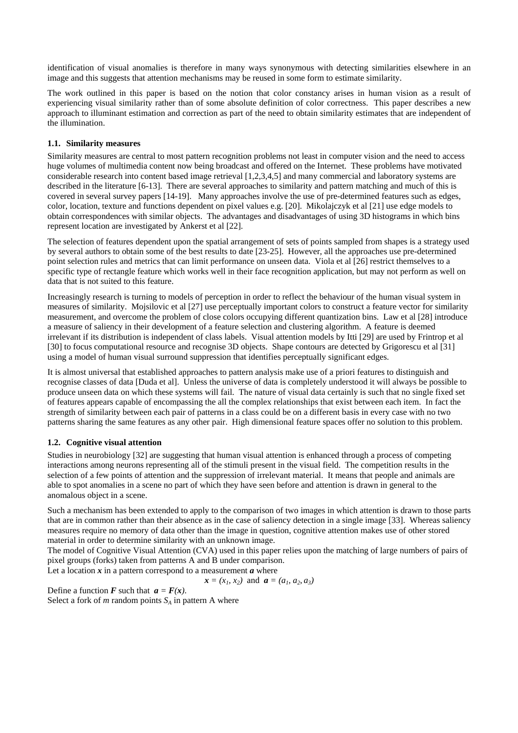identification of visual anomalies is therefore in many ways synonymous with detecting similarities elsewhere in an image and this suggests that attention mechanisms may be reused in some form to estimate similarity.

The work outlined in this paper is based on the notion that color constancy arises in human vision as a result of experiencing visual similarity rather than of some absolute definition of color correctness. This paper describes a new approach to illuminant estimation and correction as part of the need to obtain similarity estimates that are independent of the illumination.

### 1.1. Similarity measures

Similarity measures are central to most pattern recognition problems not least in computer vision and the need to access huge volumes of multimedia content now being broadcast and offered on the Internet. These problems have motivated considerable research into content based image retrieval [1,2,3,4,5] and many commercial and laboratory systems are described in the literature [6-13]. There are several approaches to similarity and pattern matching and much of this is covered in several survey papers [14-19]. Many approaches involve the use of pre-determined features such as edges, color, location, texture and functions dependent on pixel values e.g. [20]. Mikolajczyk et al [21] use edge models to obtain correspondences with similar objects. The advantages and disadvantages of using 3D histograms in which bins represent location are investigated by Ankerst et al [22].

The selection of features dependent upon the spatial arrangement of sets of points sampled from shapes is a strategy used by several authors to obtain some of the best results to date [23-25]. However, all the approaches use pre-determined point selection rules and metrics that can limit performance on unseen data. Viola et al [26] restrict themselves to a specific type of rectangle feature which works well in their face recognition application, but may not perform as well on data that is not suited to this feature.

Increasingly research is turning to models of perception in order to reflect the behaviour of the human visual system in measures of similarity. Mojsilovic et al [27] use perceptually important colors to construct a feature vector for similarity measurement, and overcome the problem of close colors occupying different quantization bins. Law et al [28] introduce a measure of saliency in their development of a feature selection and clustering algorithm. A feature is deemed irrelevant if its distribution is independent of class labels. Visual attention models by Itti [29] are used by Frintrop et al [30] to focus computational resource and recognise 3D objects. Shape contours are detected by Grigorescu et al [31] using a model of human visual surround suppression that identifies perceptually significant edges.

It is almost universal that established approaches to pattern analysis make use of a priori features to distinguish and recognise classes of data [Duda et al]. Unless the universe of data is completely understood it will always be possible to produce unseen data on which these systems will fail. The nature of visual data certainly is such that no single fixed set of features appears capable of encompassing the all the complex relationships that exist between each item. In fact the strength of similarity between each pair of patterns in a class could be on a different basis in every case with no two patterns sharing the same features as any other pair. High dimensional feature spaces offer no solution to this problem.

### 1.2. Cognitive visual attention

Studies in neurobiology [32] are suggesting that human visual attention is enhanced through a process of competing interactions among neurons representing all of the stimuli present in the visual field. The competition results in the selection of a few points of attention and the suppression of irrelevant material. It means that people and animals are able to spot anomalies in a scene no part of which they have seen before and attention is drawn in general to the anomalous object in a scene.

Such a mechanism has been extended to apply to the comparison of two images in which attention is drawn to those parts that are in common rather than their absence as in the case of saliency detection in a single image [33]. Whereas saliency measures require no memory of data other than the image in question, cognitive attention makes use of other stored material in order to determine similarity with an unknown image.

The model of Cognitive Visual Attention (CVA) used in this paper relies upon the matching of large numbers of pairs of pixel groups (forks) taken from patterns A and B under comparison.

Let a location $\boldsymbol{x}$ in a pattern correspond to a measurement $\boldsymbol{a}$ where

$$\boldsymbol{x} = (x_1, x_2) \text{ and } \boldsymbol{a} = (a_1, a_2, a_3)$$

Define a function $\boldsymbol{F}$ such that $\boldsymbol{a} = \boldsymbol{F}(\boldsymbol{x})$.

Select a fork of $m$ random points $S_A$ in pattern A where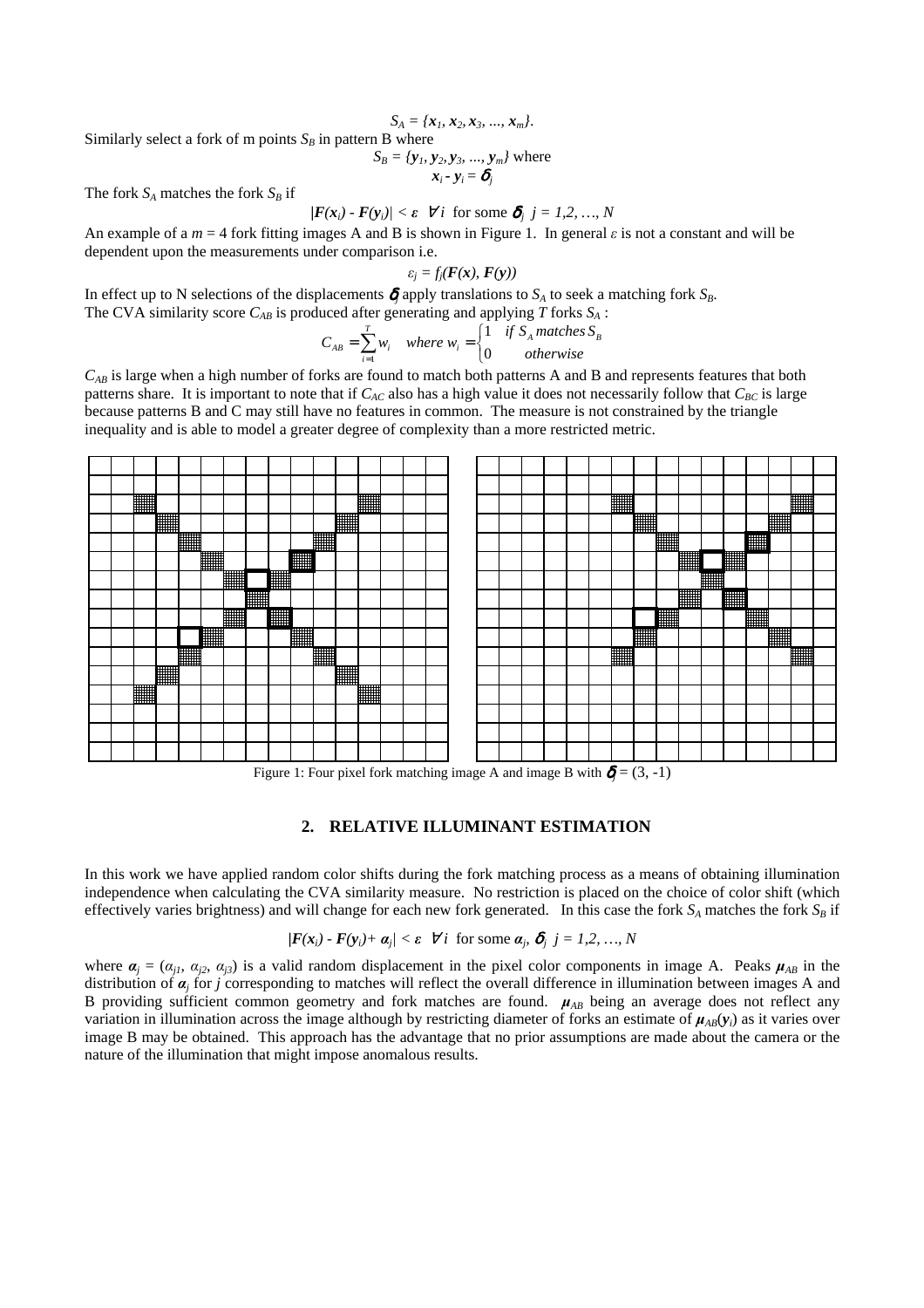$$S_A = \{\boldsymbol{x}_1, \boldsymbol{x}_2, \boldsymbol{x}_3, ..., \boldsymbol{x}_m\}.$$

Similarly select a fork of m points $S_B$ in pattern B where

$$S_B = \{\boldsymbol{y}_1, \boldsymbol{y}_2, \boldsymbol{y}_3, ..., \boldsymbol{y}_m\} \text{ where}$$

$$\boldsymbol{x}_i - \boldsymbol{y}_i = \boldsymbol{\delta}_j$$

The fork $S_A$ matches the fork $S_B$ if

$$|\boldsymbol{F}(\boldsymbol{x}_i) - \boldsymbol{F}(\boldsymbol{y}_i)| < \boldsymbol{\varepsilon} \quad \forall i \text{ for some } \boldsymbol{\delta}_j \;\; j = 1,2, \ldots, N$$

An example of a $m = 4$ fork fitting images A and B is shown in Figure 1. In general $\varepsilon$ is not a constant and will be dependent upon the measurements under comparison i.e.

$$\varepsilon_j = f_j(\boldsymbol{F}(\boldsymbol{x}), \boldsymbol{F}(\boldsymbol{y}))$$

In effect up to N selections of the displacements $\boldsymbol{\delta}_j$ apply translations to $S_A$ to seek a matching fork $S_B$.
The CVA similarity score $C_{AB}$ is produced after generating and applying $T$ forks $S_A$ :

$$C_{AB} = \sum_{i=1}^{T} w_i \quad where\ w_i = \begin{cases} 1 & if\ S_A\ matches\ S_B \\ 0 & otherwise \end{cases}$$

$C_{AB}$ is large when a high number of forks are found to match both patterns A and B and represents features that both patterns share. It is important to note that if $C_{AC}$ also has a high value it does not necessarily follow that $C_{BC}$ is large because patterns B and C may still have no features in common. The measure is not constrained by the triangle inequality and is able to model a greater degree of complexity than a more restricted metric.

Figure 1: Four pixel fork matching image A and image B with $\boldsymbol{\delta}_j = (3, -1)$

## 2. RELATIVE ILLUMINANT ESTIMATION

In this work we have applied random color shifts during the fork matching process as a means of obtaining illumination independence when calculating the CVA similarity measure. No restriction is placed on the choice of color shift (which effectively varies brightness) and will change for each new fork generated. In this case the fork $S_A$ matches the fork $S_B$ if

$$|\boldsymbol{F}(\boldsymbol{x}_i) - \boldsymbol{F}(\boldsymbol{y}_i) + \boldsymbol{\alpha}_j| < \boldsymbol{\varepsilon} \quad \forall i \text{ for some } \boldsymbol{\alpha}_j, \boldsymbol{\delta}_j \;\; j = 1,2, \ldots, N$$

where $\boldsymbol{\alpha}_j = (\alpha_{j1}, \alpha_{j2}, \alpha_{j3})$ is a valid random displacement in the pixel color components in image A. Peaks $\boldsymbol{\mu}_{AB}$ in the distribution of $\boldsymbol{\alpha}_j$ for $j$ corresponding to matches will reflect the overall difference in illumination between images A and B providing sufficient common geometry and fork matches are found. $\boldsymbol{\mu}_{AB}$ being an average does not reflect any variation in illumination across the image although by restricting diameter of forks an estimate of $\boldsymbol{\mu}_{AB}(\boldsymbol{y}_i)$ as it varies over image B may be obtained. This approach has the advantage that no prior assumptions are made about the camera or the nature of the illumination that might impose anomalous results.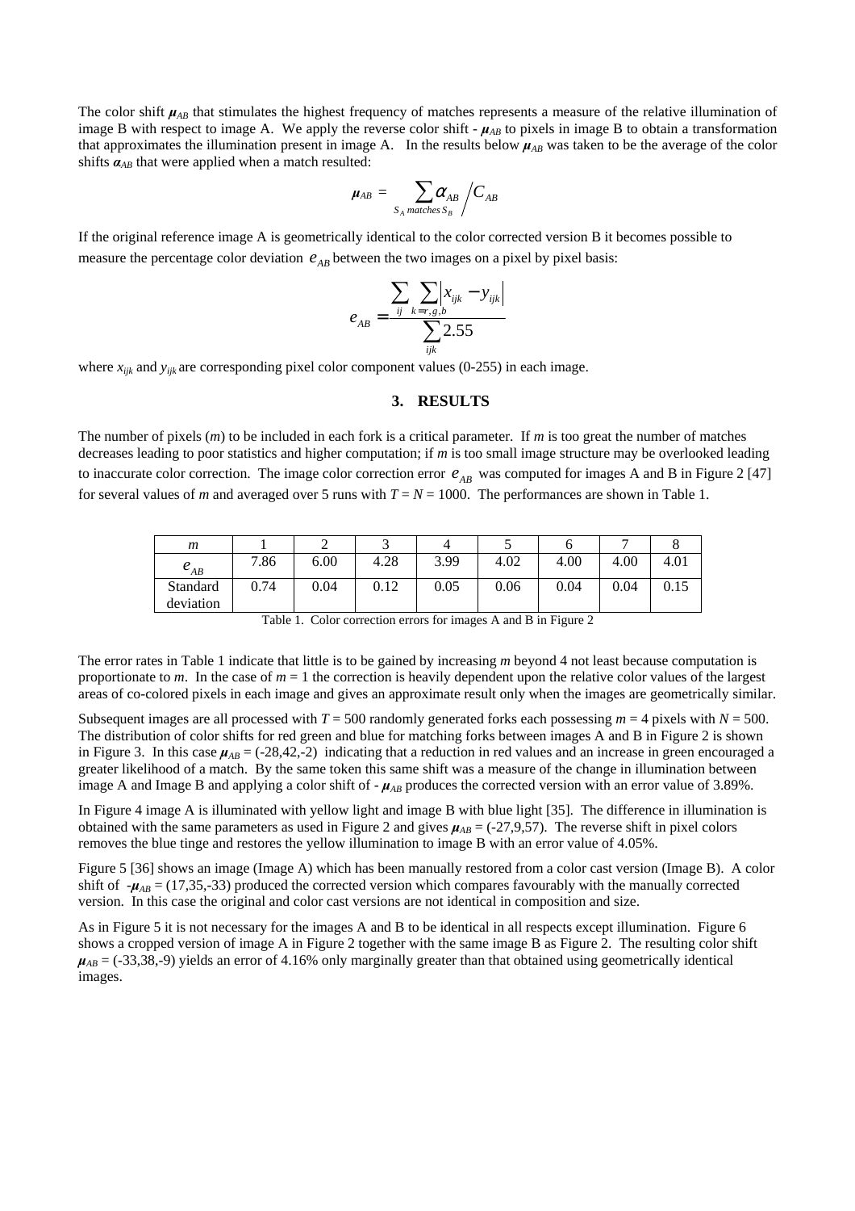The color shift $\boldsymbol{\mu}_{AB}$ that stimulates the highest frequency of matches represents a measure of the relative illumination of image B with respect to image A. We apply the reverse color shift - $\boldsymbol{\mu}_{AB}$ to pixels in image B to obtain a transformation that approximates the illumination present in image A. In the results below $\boldsymbol{\mu}_{AB}$ was taken to be the average of the color shifts $\boldsymbol{\alpha}_{AB}$ that were applied when a match resulted:

$$\boldsymbol{\mu}_{AB} = \sum_{S_A \, matches \, S_B} \alpha_{AB} \Big/ C_{AB}$$

If the original reference image A is geometrically identical to the color corrected version B it becomes possible to measure the percentage color deviation $e_{AB}$ between the two images on a pixel by pixel basis:

$$e_{AB} = \frac{\sum_{ij} \sum_{k=r,g,b} \left| x_{ijk} - y_{ijk} \right|}{\sum_{ijk} 2.55}$$

where $x_{ijk}$ and $y_{ijk}$ are corresponding pixel color component values (0-255) in each image.

## 3. RESULTS

The number of pixels ($m$) to be included in each fork is a critical parameter. If $m$ is too great the number of matches decreases leading to poor statistics and higher computation; if $m$ is too small image structure may be overlooked leading to inaccurate color correction. The image color correction error $e_{AB}$ was computed for images A and B in Figure 2 [47] for several values of $m$ and averaged over 5 runs with $T = N = 1000$. The performances are shown in Table 1.

| $m$ | 1 | 2 | 3 | 4 | 5 | 6 | 7 | 8 |
|---|---|---|---|---|---|---|---|---|
| $e_{AB}$ | 7.86 | 6.00 | 4.28 | 3.99 | 4.02 | 4.00 | 4.00 | 4.01 |
| Standard deviation | 0.74 | 0.04 | 0.12 | 0.05 | 0.06 | 0.04 | 0.04 | 0.15 |

Table 1. Color correction errors for images A and B in Figure 2

The error rates in Table 1 indicate that little is to be gained by increasing $m$ beyond 4 not least because computation is proportionate to $m$. In the case of $m = 1$ the correction is heavily dependent upon the relative color values of the largest areas of co-colored pixels in each image and gives an approximate result only when the images are geometrically similar.

Subsequent images are all processed with $T = 500$ randomly generated forks each possessing $m = 4$ pixels with $N = 500$. The distribution of color shifts for red green and blue for matching forks between images A and B in Figure 2 is shown in Figure 3. In this case $\boldsymbol{\mu}_{AB} = (-28,42,-2)$ indicating that a reduction in red values and an increase in green encouraged a greater likelihood of a match. By the same token this same shift was a measure of the change in illumination between image A and Image B and applying a color shift of - $\boldsymbol{\mu}_{AB}$ produces the corrected version with an error value of 3.89%.

In Figure 4 image A is illuminated with yellow light and image B with blue light [35]. The difference in illumination is obtained with the same parameters as used in Figure 2 and gives $\boldsymbol{\mu}_{AB} = (-27,9,57)$. The reverse shift in pixel colors removes the blue tinge and restores the yellow illumination to image B with an error value of 4.05%.

Figure 5 [36] shows an image (Image A) which has been manually restored from a color cast version (Image B). A color shift of $-\boldsymbol{\mu}_{AB} = (17,35,-33)$ produced the corrected version which compares favourably with the manually corrected version. In this case the original and color cast versions are not identical in composition and size.

As in Figure 5 it is not necessary for the images A and B to be identical in all respects except illumination. Figure 6 shows a cropped version of image A in Figure 2 together with the same image B as Figure 2. The resulting color shift $\boldsymbol{\mu}_{AB} = (-33,38,-9)$ yields an error of 4.16% only marginally greater than that obtained using geometrically identical images.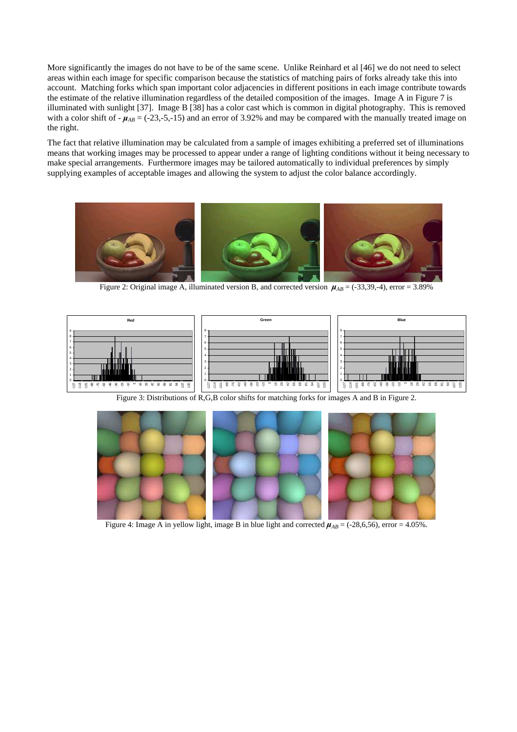More significantly the images do not have to be of the same scene. Unlike Reinhard et al [46] we do not need to select areas within each image for specific comparison because the statistics of matching pairs of forks already take this into account. Matching forks which span important color adjacencies in different positions in each image contribute towards the estimate of the relative illumination regardless of the detailed composition of the images. Image A in Figure 7 is illuminated with sunlight [37]. Image B [38] has a color cast which is common in digital photography. This is removed with a color shift of - $\boldsymbol{\mu}_{AB}$ = (-23,-5,-15) and an error of 3.92% and may be compared with the manually treated image on the right.

The fact that relative illumination may be calculated from a sample of images exhibiting a preferred set of illuminations means that working images may be processed to appear under a range of lighting conditions without it being necessary to make special arrangements. Furthermore images may be tailored automatically to individual preferences by simply supplying examples of acceptable images and allowing the system to adjust the color balance accordingly.

Figure 2: Original image A, illuminated version B, and corrected version $\boldsymbol{\mu}_{AB}$ = (-33,39,-4), error = 3.89%

Figure 3: Distributions of R,G,B color shifts for matching forks for images A and B in Figure 2.

Figure 4: Image A in yellow light, image B in blue light and corrected $\boldsymbol{\mu}_{AB}$ = (-28,6,56), error = 4.05%.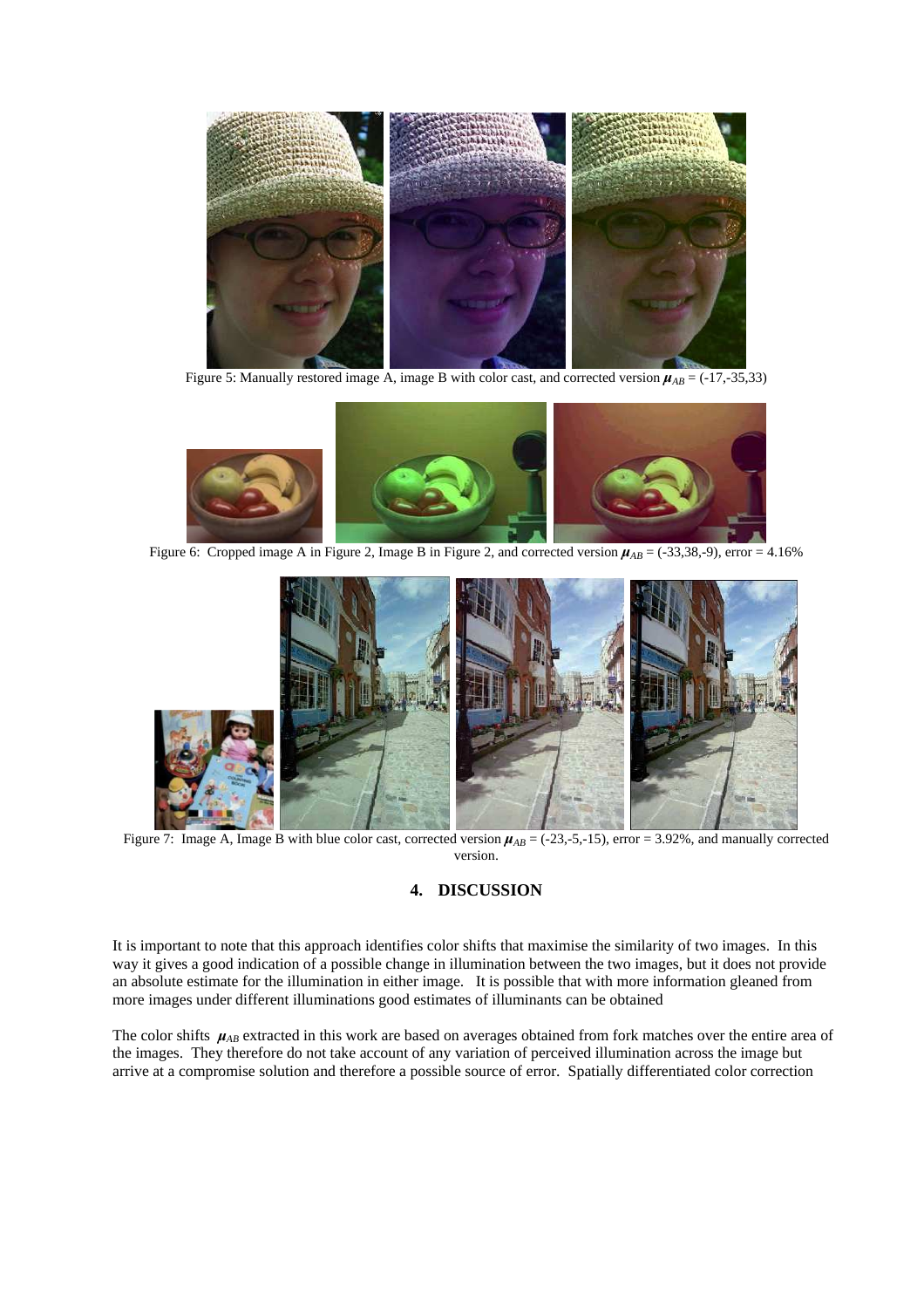Figure 5: Manually restored image A, image B with color cast, and corrected version $\boldsymbol{\mu}_{AB}$ = (-17,-35,33)

Figure 6: Cropped image A in Figure 2, Image B in Figure 2, and corrected version $\boldsymbol{\mu}_{AB}$ = (-33,38,-9), error = 4.16%

Figure 7: Image A, Image B with blue color cast, corrected version $\boldsymbol{\mu}_{AB}$ = (-23,-5,-15), error = 3.92%, and manually corrected version.

## 4. DISCUSSION

It is important to note that this approach identifies color shifts that maximise the similarity of two images. In this way it gives a good indication of a possible change in illumination between the two images, but it does not provide an absolute estimate for the illumination in either image. It is possible that with more information gleaned from more images under different illuminations good estimates of illuminants can be obtained

The color shifts $\boldsymbol{\mu}_{AB}$ extracted in this work are based on averages obtained from fork matches over the entire area of the images. They therefore do not take account of any variation of perceived illumination across the image but arrive at a compromise solution and therefore a possible source of error. Spatially differentiated color correction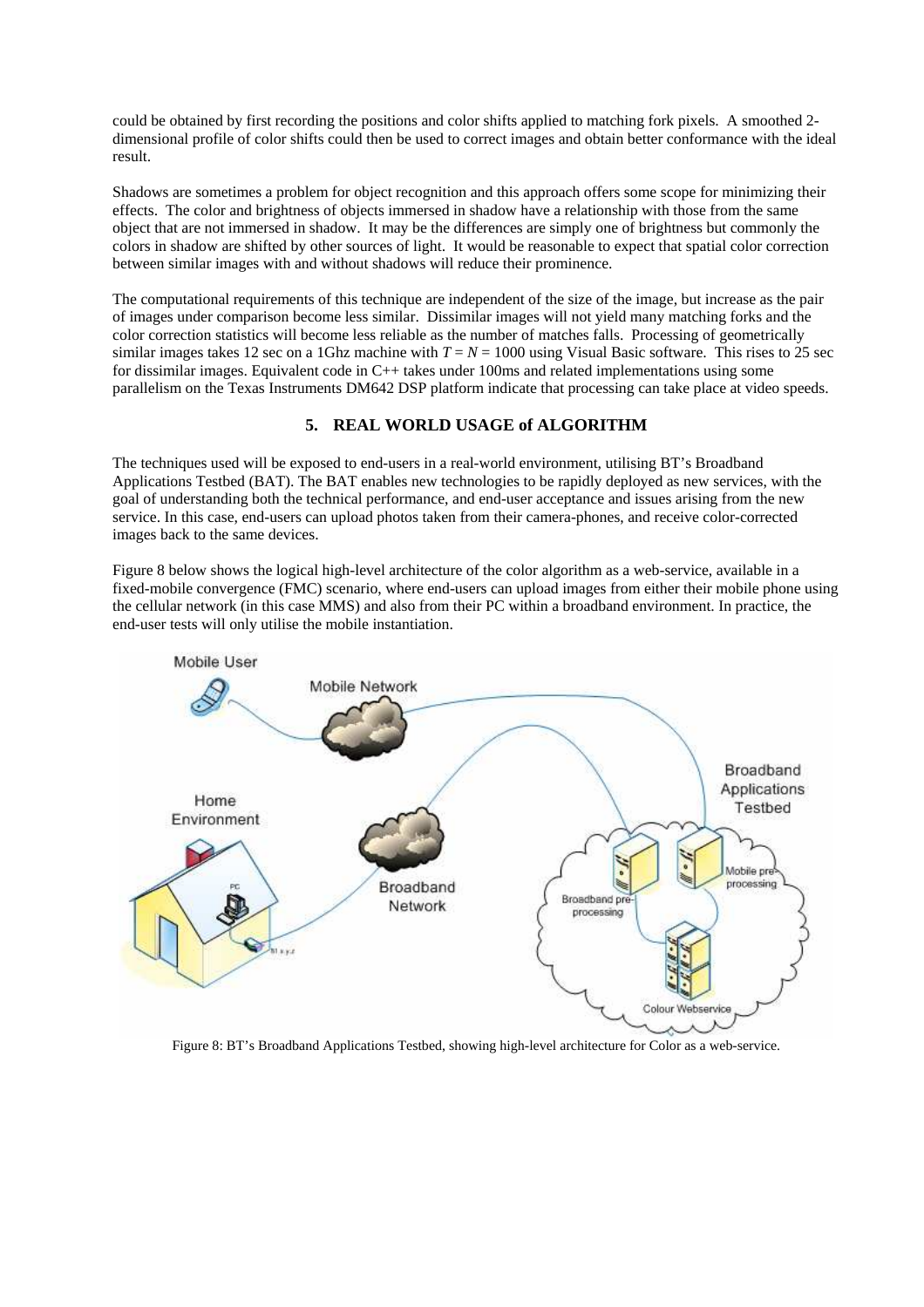could be obtained by first recording the positions and color shifts applied to matching fork pixels. A smoothed 2-dimensional profile of color shifts could then be used to correct images and obtain better conformance with the ideal result.

Shadows are sometimes a problem for object recognition and this approach offers some scope for minimizing their effects. The color and brightness of objects immersed in shadow have a relationship with those from the same object that are not immersed in shadow. It may be the differences are simply one of brightness but commonly the colors in shadow are shifted by other sources of light. It would be reasonable to expect that spatial color correction between similar images with and without shadows will reduce their prominence.

The computational requirements of this technique are independent of the size of the image, but increase as the pair of images under comparison become less similar. Dissimilar images will not yield many matching forks and the color correction statistics will become less reliable as the number of matches falls. Processing of geometrically similar images takes 12 sec on a 1Ghz machine with $T = N = 1000$ using Visual Basic software. This rises to 25 sec for dissimilar images. Equivalent code in C++ takes under 100ms and related implementations using some parallelism on the Texas Instruments DM642 DSP platform indicate that processing can take place at video speeds.

## 5. REAL WORLD USAGE of ALGORITHM

The techniques used will be exposed to end-users in a real-world environment, utilising BT's Broadband Applications Testbed (BAT). The BAT enables new technologies to be rapidly deployed as new services, with the goal of understanding both the technical performance, and end-user acceptance and issues arising from the new service. In this case, end-users can upload photos taken from their camera-phones, and receive color-corrected images back to the same devices.

Figure 8 below shows the logical high-level architecture of the color algorithm as a web-service, available in a fixed-mobile convergence (FMC) scenario, where end-users can upload images from either their mobile phone using the cellular network (in this case MMS) and also from their PC within a broadband environment. In practice, the end-user tests will only utilise the mobile instantiation.

Figure 8: BT's Broadband Applications Testbed, showing high-level architecture for Color as a web-service.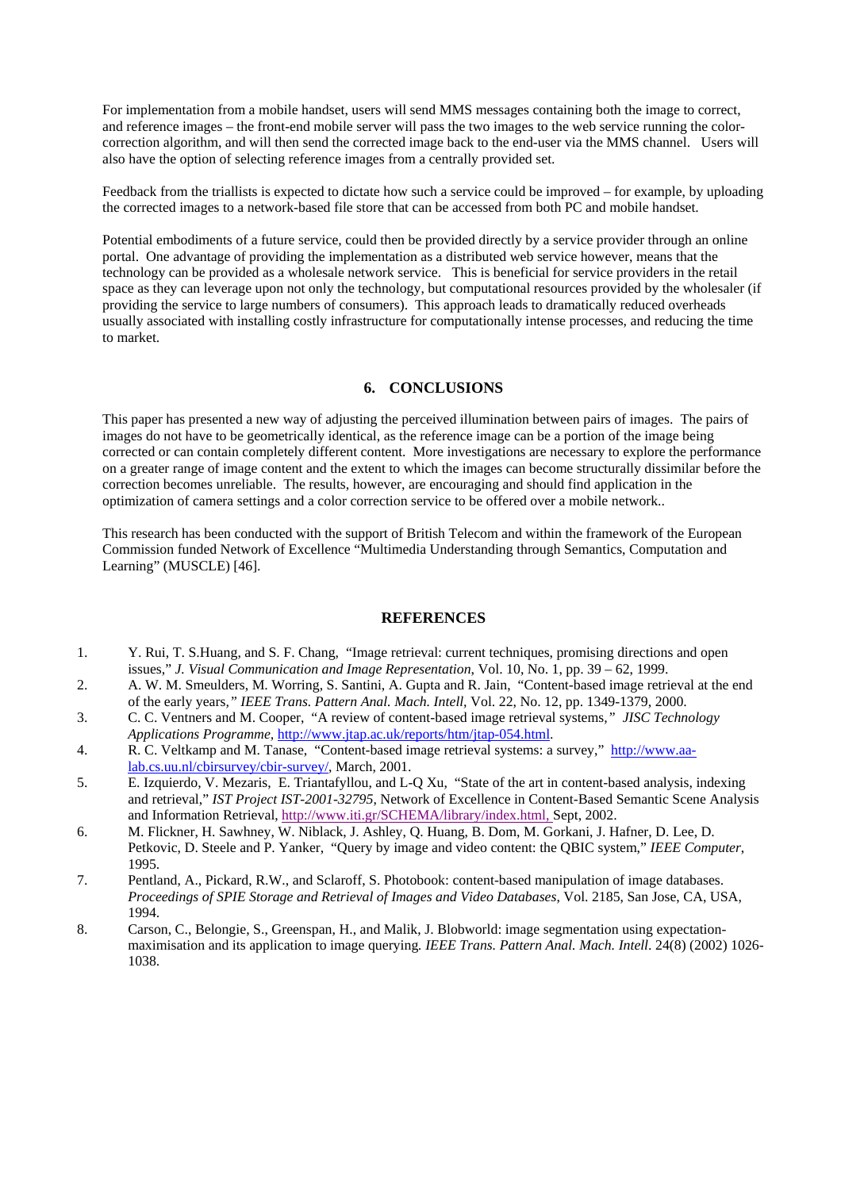For implementation from a mobile handset, users will send MMS messages containing both the image to correct, and reference images – the front-end mobile server will pass the two images to the web service running the color-correction algorithm, and will then send the corrected image back to the end-user via the MMS channel. Users will also have the option of selecting reference images from a centrally provided set.

Feedback from the triallists is expected to dictate how such a service could be improved – for example, by uploading the corrected images to a network-based file store that can be accessed from both PC and mobile handset.

Potential embodiments of a future service, could then be provided directly by a service provider through an online portal. One advantage of providing the implementation as a distributed web service however, means that the technology can be provided as a wholesale network service. This is beneficial for service providers in the retail space as they can leverage upon not only the technology, but computational resources provided by the wholesaler (if providing the service to large numbers of consumers). This approach leads to dramatically reduced overheads usually associated with installing costly infrastructure for computationally intense processes, and reducing the time to market.

## 6. CONCLUSIONS

This paper has presented a new way of adjusting the perceived illumination between pairs of images. The pairs of images do not have to be geometrically identical, as the reference image can be a portion of the image being corrected or can contain completely different content. More investigations are necessary to explore the performance on a greater range of image content and the extent to which the images can become structurally dissimilar before the correction becomes unreliable. The results, however, are encouraging and should find application in the optimization of camera settings and a color correction service to be offered over a mobile network..

This research has been conducted with the support of British Telecom and within the framework of the European Commission funded Network of Excellence "Multimedia Understanding through Semantics, Computation and Learning" (MUSCLE) [46].

## REFERENCES

1. Y. Rui, T. S.Huang, and S. F. Chang, "Image retrieval: current techniques, promising directions and open issues," *J. Visual Communication and Image Representation*, Vol. 10, No. 1, pp. 39 – 62, 1999.
2. A. W. M. Smeulders, M. Worring, S. Santini, A. Gupta and R. Jain, "Content-based image retrieval at the end of the early years," *IEEE Trans. Pattern Anal. Mach. Intell,* Vol. 22, No. 12, pp. 1349-1379, 2000.
3. C. C. Ventners and M. Cooper, "A review of content-based image retrieval systems," *JISC Technology Applications Programme,* http://www.jtap.ac.uk/reports/htm/jtap-054.html.
4. R. C. Veltkamp and M. Tanase, "Content-based image retrieval systems: a survey," http://www.aa-lab.cs.uu.nl/cbirsurvey/cbir-survey/, March, 2001.
5. E. Izquierdo, V. Mezaris, E. Triantafyllou, and L-Q Xu, "State of the art in content-based analysis, indexing and retrieval," *IST Project IST-2001-32795*, Network of Excellence in Content-Based Semantic Scene Analysis and Information Retrieval, http://www.iti.gr/SCHEMA/library/index.html, Sept, 2002.
6. M. Flickner, H. Sawhney, W. Niblack, J. Ashley, Q. Huang, B. Dom, M. Gorkani, J. Hafner, D. Lee, D. Petkovic, D. Steele and P. Yanker, "Query by image and video content: the QBIC system," *IEEE Computer,* 1995.
7. Pentland, A., Pickard, R.W., and Sclaroff, S. Photobook: content-based manipulation of image databases. *Proceedings of SPIE Storage and Retrieval of Images and Video Databases,* Vol. 2185, San Jose, CA, USA, 1994.
8. Carson, C., Belongie, S., Greenspan, H., and Malik, J. Blobworld: image segmentation using expectation-maximisation and its application to image querying. *IEEE Trans. Pattern Anal. Mach. Intell*. 24(8) (2002) 1026-1038.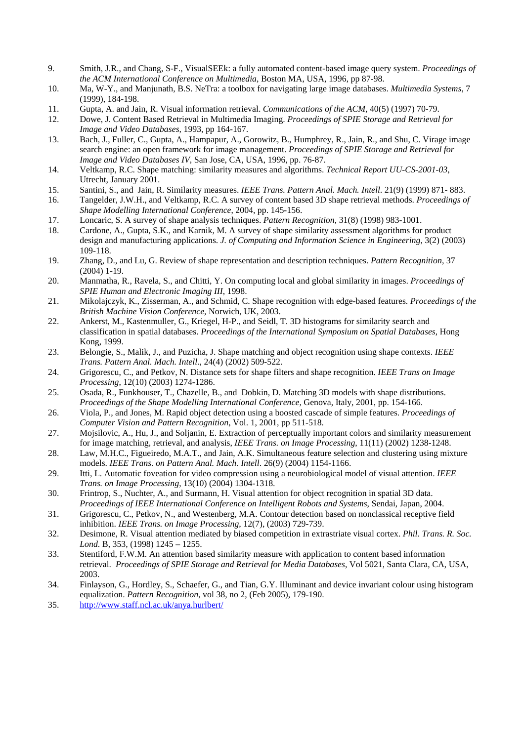9. Smith, J.R., and Chang, S-F., VisualSEEk: a fully automated content-based image query system. *Proceedings of the ACM International Conference on Multimedia*, Boston MA, USA, 1996, pp 87-98.
10. Ma, W-Y., and Manjunath, B.S. NeTra: a toolbox for navigating large image databases. *Multimedia Systems*, 7 (1999), 184-198.
11. Gupta, A. and Jain, R. Visual information retrieval. *Communications of the ACM*, 40(5) (1997) 70-79.
12. Dowe, J. Content Based Retrieval in Multimedia Imaging. *Proceedings of SPIE Storage and Retrieval for Image and Video Databases,* 1993, pp 164-167.
13. Bach, J., Fuller, C., Gupta, A., Hampapur, A., Gorowitz, B., Humphrey, R., Jain, R., and Shu, C. Virage image search engine: an open framework for image management. *Proceedings of SPIE Storage and Retrieval for Image and Video Databases IV*, San Jose, CA, USA, 1996, pp. 76-87.
14. Veltkamp, R.C. Shape matching: similarity measures and algorithms. *Technical Report UU-CS-2001-03*, Utrecht, January 2001.
15. Santini, S., and Jain, R. Similarity measures. *IEEE Trans. Pattern Anal. Mach. Intell*. 21(9) (1999) 871- 883.
16. Tangelder, J.W.H., and Veltkamp, R.C. A survey of content based 3D shape retrieval methods. *Proceedings of Shape Modelling International Conference*, 2004, pp. 145-156.
17. Loncaric, S. A survey of shape analysis techniques. *Pattern Recognition*, 31(8) (1998) 983-1001.
18. Cardone, A., Gupta, S.K., and Karnik, M. A survey of shape similarity assessment algorithms for product design and manufacturing applications. *J. of Computing and Information Science in Engineering*, 3(2) (2003) 109-118.
19. Zhang, D., and Lu, G. Review of shape representation and description techniques. *Pattern Recognition*, 37 (2004) 1-19.
20. Manmatha, R., Ravela, S., and Chitti, Y. On computing local and global similarity in images. *Proceedings of SPIE Human and Electronic Imaging III*, 1998.
21. Mikolajczyk, K., Zisserman, A., and Schmid, C. Shape recognition with edge-based features. *Proceedings of the British Machine Vision Conference,* Norwich, UK, 2003.
22. Ankerst, M., Kastenmuller, G., Kriegel, H-P., and Seidl, T. 3D histograms for similarity search and classification in spatial databases. *Proceedings of the International Symposium on Spatial Databases*, Hong Kong, 1999.
23. Belongie, S., Malik, J., and Puzicha, J. Shape matching and object recognition using shape contexts. *IEEE Trans. Pattern Anal. Mach. Intell*., 24(4) (2002) 509-522.
24. Grigorescu, C., and Petkov, N. Distance sets for shape filters and shape recognition. *IEEE Trans on Image Processing*, 12(10) (2003) 1274-1286.
25. Osada, R., Funkhouser, T., Chazelle, B., and Dobkin, D. Matching 3D models with shape distributions. *Proceedings of the Shape Modelling International Conference,* Genova, Italy, 2001, pp. 154-166.
26. Viola, P., and Jones, M. Rapid object detection using a boosted cascade of simple features. *Proceedings of Computer Vision and Pattern Recognition*, Vol. 1, 2001, pp 511-518.
27. Mojsilovic, A., Hu, J., and Soljanin, E. Extraction of perceptually important colors and similarity measurement for image matching, retrieval, and analysis, *IEEE Trans. on Image Processing*, 11(11) (2002) 1238-1248.
28. Law, M.H.C., Figueiredo, M.A.T., and Jain, A.K. Simultaneous feature selection and clustering using mixture models. *IEEE Trans. on Pattern Anal. Mach. Intell*. 26(9) (2004) 1154-1166.
29. Itti, L. Automatic foveation for video compression using a neurobiological model of visual attention. *IEEE Trans. on Image Processing*, 13(10) (2004) 1304-1318.
30. Frintrop, S., Nuchter, A., and Surmann, H. Visual attention for object recognition in spatial 3D data. *Proceedings of IEEE International Conference on Intelligent Robots and Systems*, Sendai, Japan, 2004.
31. Grigorescu, C., Petkov, N., and Westenberg, M.A. Contour detection based on nonclassical receptive field inhibition. *IEEE Trans. on Image Processing*, 12(7), (2003) 729-739.
32. Desimone, R. Visual attention mediated by biased competition in extrastriate visual cortex. *Phil. Trans. R. Soc. Lond*. B, 353, (1998) 1245 – 1255.
33. Stentiford, F.W.M. An attention based similarity measure with application to content based information retrieval. *Proceedings of SPIE Storage and Retrieval for Media Databases*, Vol 5021, Santa Clara, CA, USA, 2003.
34. Finlayson, G., Hordley, S., Schaefer, G., and Tian, G.Y. Illuminant and device invariant colour using histogram equalization. *Pattern Recognition*, vol 38, no 2, (Feb 2005), 179-190.
35. http://www.staff.ncl.ac.uk/anya.hurlbert/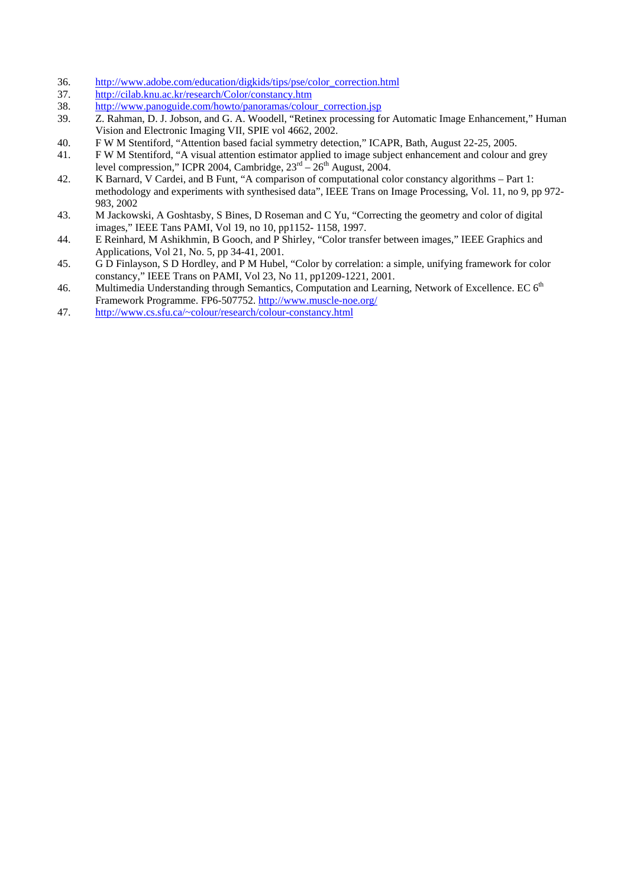36. http://www.adobe.com/education/digkids/tips/pse/color_correction.html
37. http://cilab.knu.ac.kr/research/Color/constancy.htm
38. http://www.panoguide.com/howto/panoramas/colour_correction.jsp
39. Z. Rahman, D. J. Jobson, and G. A. Woodell, "Retinex processing for Automatic Image Enhancement," Human Vision and Electronic Imaging VII, SPIE vol 4662, 2002.
40. F W M Stentiford, "Attention based facial symmetry detection," ICAPR, Bath, August 22-25, 2005.
41. F W M Stentiford, "A visual attention estimator applied to image subject enhancement and colour and grey level compression," ICPR 2004, Cambridge, 23rd – 26th August, 2004.
42. K Barnard, V Cardei, and B Funt, "A comparison of computational color constancy algorithms – Part 1: methodology and experiments with synthesised data", IEEE Trans on Image Processing, Vol. 11, no 9, pp 972-983, 2002
43. M Jackowski, A Goshtasby, S Bines, D Roseman and C Yu, "Correcting the geometry and color of digital images," IEEE Tans PAMI, Vol 19, no 10, pp1152- 1158, 1997.
44. E Reinhard, M Ashikhmin, B Gooch, and P Shirley, "Color transfer between images," IEEE Graphics and Applications, Vol 21, No. 5, pp 34-41, 2001.
45. G D Finlayson, S D Hordley, and P M Hubel, "Color by correlation: a simple, unifying framework for color constancy," IEEE Trans on PAMI, Vol 23, No 11, pp1209-1221, 2001.
46. Multimedia Understanding through Semantics, Computation and Learning, Network of Excellence. EC 6th Framework Programme. FP6-507752. http://www.muscle-noe.org/
47. http://www.cs.sfu.ca/~colour/research/colour-constancy.html